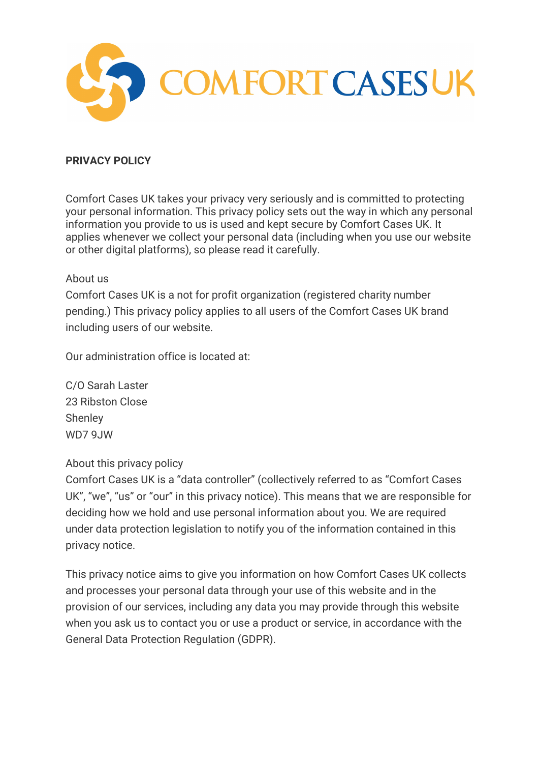# COMFORT CASES UK

**PRIVACY POLICY**

Comfort Cases UK takes your privacy very seriously and is committed to protecting your personal information. This privacy policy sets out the way in which any personal information you provide to us is used and kept secure by Comfort Cases UK. It applies whenever we collect your personal data (including when you use our website or other digital platforms), so please read it carefully.

About us

Comfort Cases UK is a not for profit organization (registered charity number pending.) This privacy policy applies to all users of the Comfort Cases UK brand including users of our website.

Our administration office is located at:

C/O Sarah Laster
23 Ribston Close
Shenley
WD7 9JW

About this privacy policy

Comfort Cases UK is a "data controller" (collectively referred to as "Comfort Cases UK", "we", "us" or "our" in this privacy notice). This means that we are responsible for deciding how we hold and use personal information about you. We are required under data protection legislation to notify you of the information contained in this privacy notice.

This privacy notice aims to give you information on how Comfort Cases UK collects and processes your personal data through your use of this website and in the provision of our services, including any data you may provide through this website when you ask us to contact you or use a product or service, in accordance with the General Data Protection Regulation (GDPR).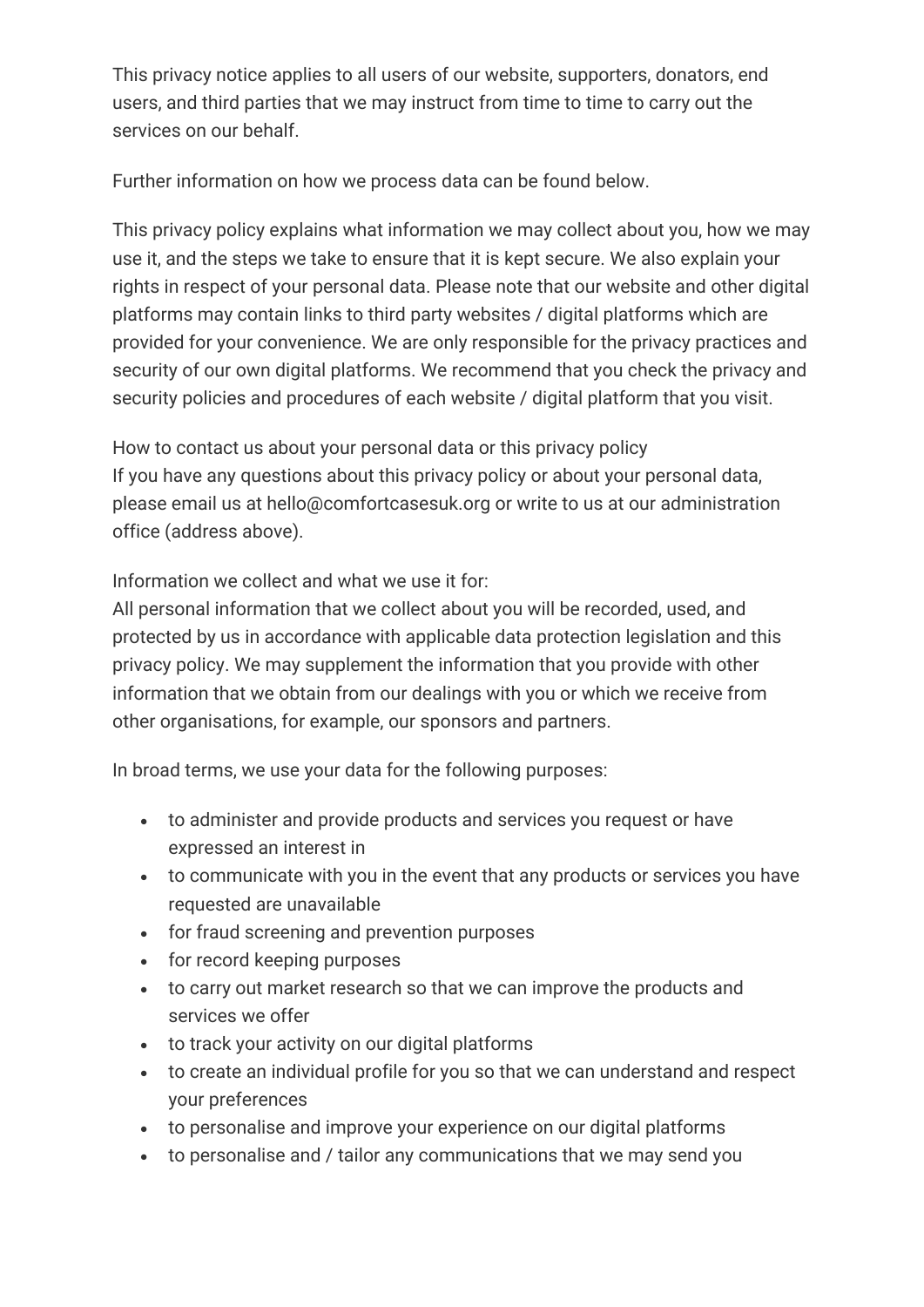This privacy notice applies to all users of our website, supporters, donators, end users, and third parties that we may instruct from time to time to carry out the services on our behalf.

Further information on how we process data can be found below.

This privacy policy explains what information we may collect about you, how we may use it, and the steps we take to ensure that it is kept secure. We also explain your rights in respect of your personal data. Please note that our website and other digital platforms may contain links to third party websites / digital platforms which are provided for your convenience. We are only responsible for the privacy practices and security of our own digital platforms. We recommend that you check the privacy and security policies and procedures of each website / digital platform that you visit.

How to contact us about your personal data or this privacy policy
If you have any questions about this privacy policy or about your personal data, please email us at hello@comfortcasesuk.org or write to us at our administration office (address above).

Information we collect and what we use it for:
All personal information that we collect about you will be recorded, used, and protected by us in accordance with applicable data protection legislation and this privacy policy. We may supplement the information that you provide with other information that we obtain from our dealings with you or which we receive from other organisations, for example, our sponsors and partners.

In broad terms, we use your data for the following purposes:

- to administer and provide products and services you request or have expressed an interest in
- to communicate with you in the event that any products or services you have requested are unavailable
- for fraud screening and prevention purposes
- for record keeping purposes
- to carry out market research so that we can improve the products and services we offer
- to track your activity on our digital platforms
- to create an individual profile for you so that we can understand and respect your preferences
- to personalise and improve your experience on our digital platforms
- to personalise and / tailor any communications that we may send you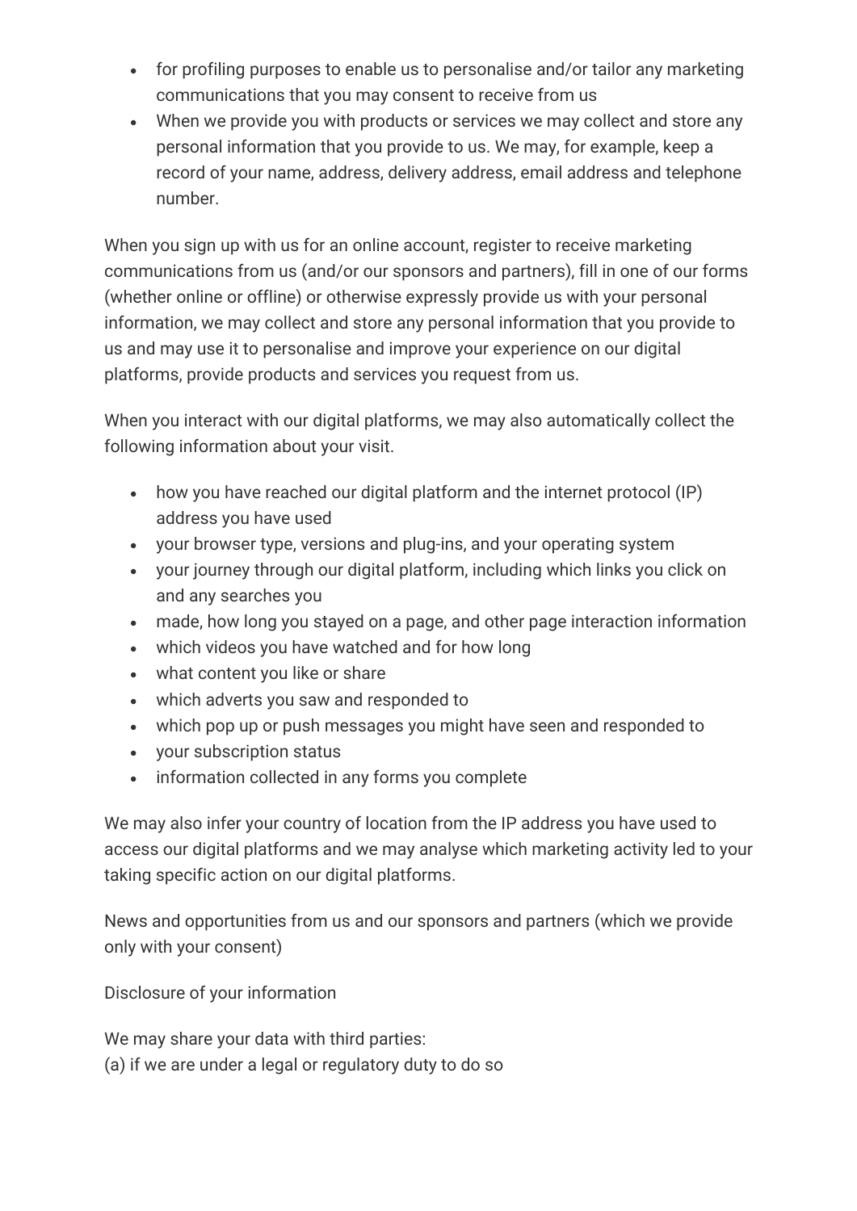- for profiling purposes to enable us to personalise and/or tailor any marketing communications that you may consent to receive from us
- When we provide you with products or services we may collect and store any personal information that you provide to us. We may, for example, keep a record of your name, address, delivery address, email address and telephone number.

When you sign up with us for an online account, register to receive marketing communications from us (and/or our sponsors and partners), fill in one of our forms (whether online or offline) or otherwise expressly provide us with your personal information, we may collect and store any personal information that you provide to us and may use it to personalise and improve your experience on our digital platforms, provide products and services you request from us.

When you interact with our digital platforms, we may also automatically collect the following information about your visit.

- how you have reached our digital platform and the internet protocol (IP) address you have used
- your browser type, versions and plug-ins, and your operating system
- your journey through our digital platform, including which links you click on and any searches you
- made, how long you stayed on a page, and other page interaction information
- which videos you have watched and for how long
- what content you like or share
- which adverts you saw and responded to
- which pop up or push messages you might have seen and responded to
- your subscription status
- information collected in any forms you complete

We may also infer your country of location from the IP address you have used to access our digital platforms and we may analyse which marketing activity led to your taking specific action on our digital platforms.

News and opportunities from us and our sponsors and partners (which we provide only with your consent)

Disclosure of your information

We may share your data with third parties:
(a) if we are under a legal or regulatory duty to do so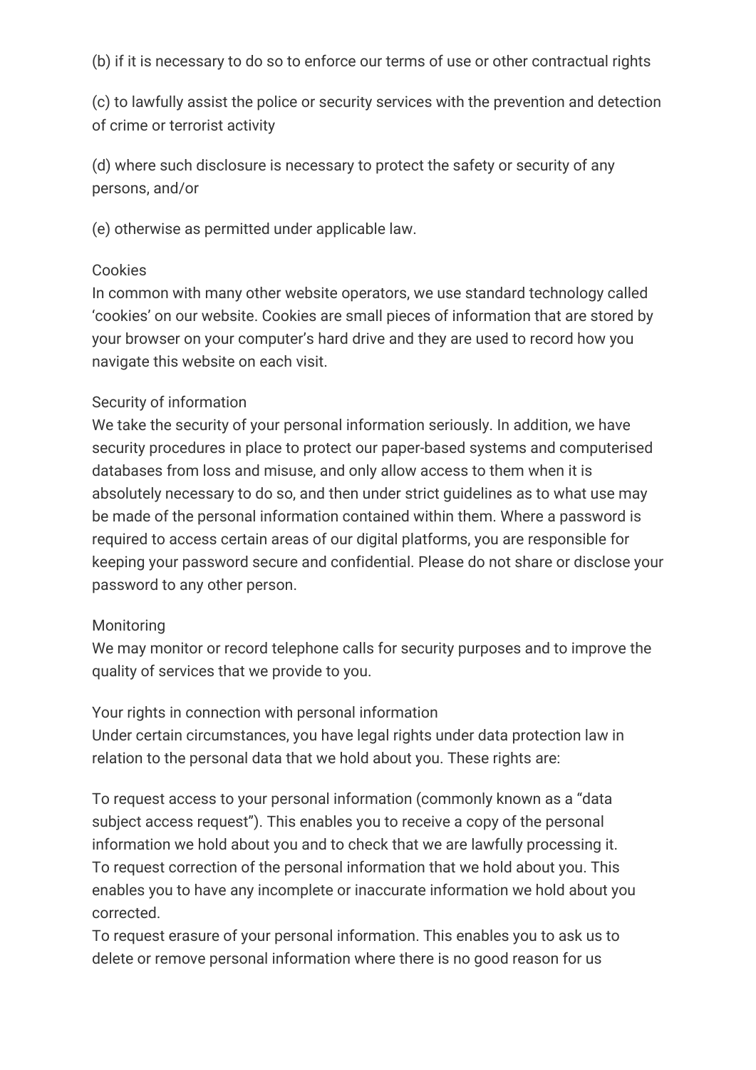(b) if it is necessary to do so to enforce our terms of use or other contractual rights

(c) to lawfully assist the police or security services with the prevention and detection of crime or terrorist activity

(d) where such disclosure is necessary to protect the safety or security of any persons, and/or

(e) otherwise as permitted under applicable law.

## Cookies

In common with many other website operators, we use standard technology called 'cookies' on our website. Cookies are small pieces of information that are stored by your browser on your computer's hard drive and they are used to record how you navigate this website on each visit.

## Security of information

We take the security of your personal information seriously. In addition, we have security procedures in place to protect our paper-based systems and computerised databases from loss and misuse, and only allow access to them when it is absolutely necessary to do so, and then under strict guidelines as to what use may be made of the personal information contained within them. Where a password is required to access certain areas of our digital platforms, you are responsible for keeping your password secure and confidential. Please do not share or disclose your password to any other person.

## Monitoring

We may monitor or record telephone calls for security purposes and to improve the quality of services that we provide to you.

## Your rights in connection with personal information

Under certain circumstances, you have legal rights under data protection law in relation to the personal data that we hold about you. These rights are:

To request access to your personal information (commonly known as a "data subject access request"). This enables you to receive a copy of the personal information we hold about you and to check that we are lawfully processing it.
To request correction of the personal information that we hold about you. This enables you to have any incomplete or inaccurate information we hold about you corrected.
To request erasure of your personal information. This enables you to ask us to delete or remove personal information where there is no good reason for us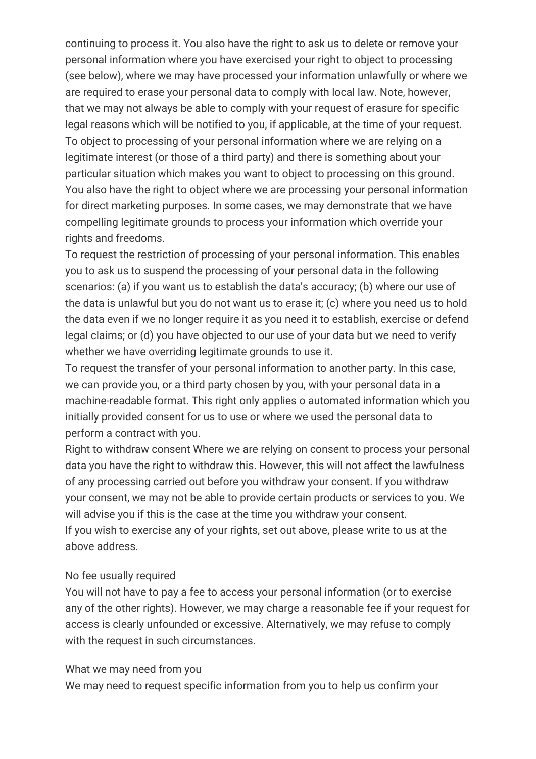continuing to process it. You also have the right to ask us to delete or remove your personal information where you have exercised your right to object to processing (see below), where we may have processed your information unlawfully or where we are required to erase your personal data to comply with local law. Note, however, that we may not always be able to comply with your request of erasure for specific legal reasons which will be notified to you, if applicable, at the time of your request.
To object to processing of your personal information where we are relying on a legitimate interest (or those of a third party) and there is something about your particular situation which makes you want to object to processing on this ground. You also have the right to object where we are processing your personal information for direct marketing purposes. In some cases, we may demonstrate that we have compelling legitimate grounds to process your information which override your rights and freedoms.
To request the restriction of processing of your personal information. This enables you to ask us to suspend the processing of your personal data in the following scenarios: (a) if you want us to establish the data's accuracy; (b) where our use of the data is unlawful but you do not want us to erase it; (c) where you need us to hold the data even if we no longer require it as you need it to establish, exercise or defend legal claims; or (d) you have objected to our use of your data but we need to verify whether we have overriding legitimate grounds to use it.
To request the transfer of your personal information to another party. In this case, we can provide you, or a third party chosen by you, with your personal data in a machine-readable format. This right only applies o automated information which you initially provided consent for us to use or where we used the personal data to perform a contract with you.
Right to withdraw consent Where we are relying on consent to process your personal data you have the right to withdraw this. However, this will not affect the lawfulness of any processing carried out before you withdraw your consent. If you withdraw your consent, we may not be able to provide certain products or services to you. We will advise you if this is the case at the time you withdraw your consent.
If you wish to exercise any of your rights, set out above, please write to us at the above address.

No fee usually required
You will not have to pay a fee to access your personal information (or to exercise any of the other rights). However, we may charge a reasonable fee if your request for access is clearly unfounded or excessive. Alternatively, we may refuse to comply with the request in such circumstances.

What we may need from you
We may need to request specific information from you to help us confirm your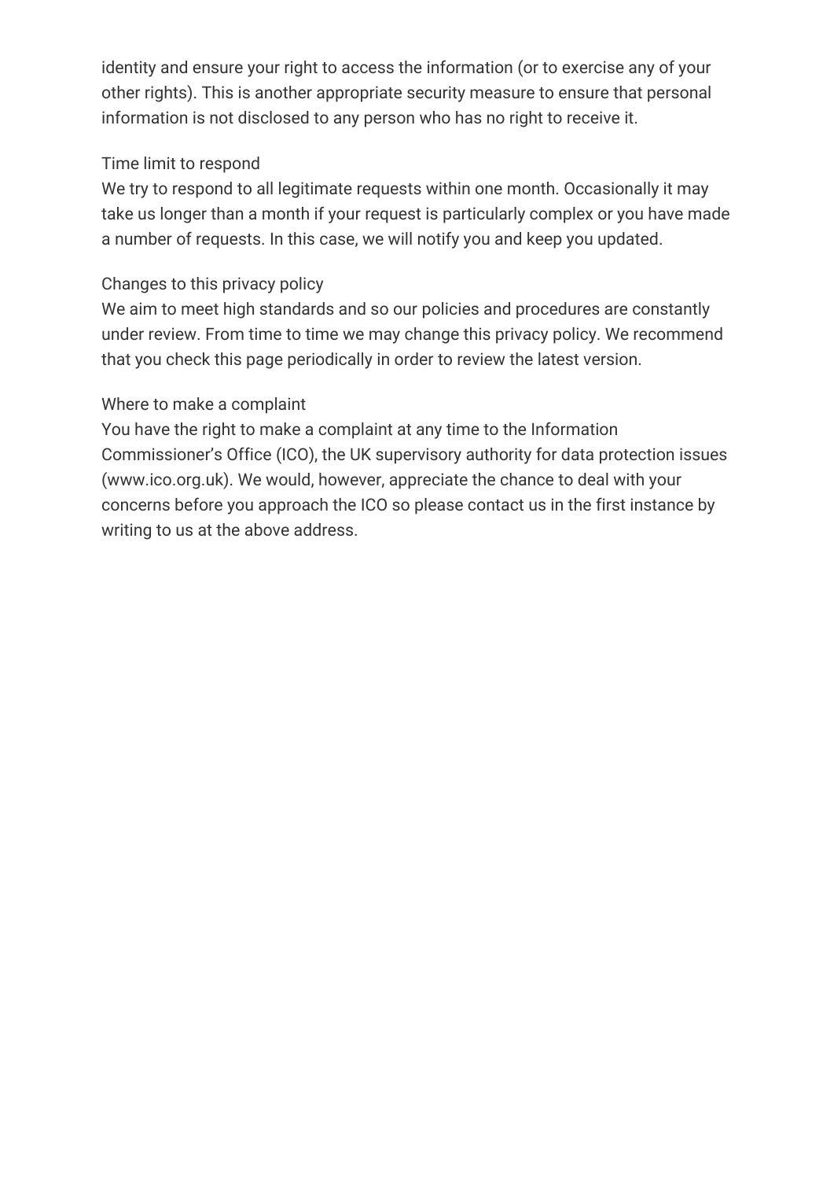identity and ensure your right to access the information (or to exercise any of your other rights). This is another appropriate security measure to ensure that personal information is not disclosed to any person who has no right to receive it.

### Time limit to respond

We try to respond to all legitimate requests within one month. Occasionally it may take us longer than a month if your request is particularly complex or you have made a number of requests. In this case, we will notify you and keep you updated.

### Changes to this privacy policy

We aim to meet high standards and so our policies and procedures are constantly under review. From time to time we may change this privacy policy. We recommend that you check this page periodically in order to review the latest version.

### Where to make a complaint

You have the right to make a complaint at any time to the Information Commissioner's Office (ICO), the UK supervisory authority for data protection issues (www.ico.org.uk). We would, however, appreciate the chance to deal with your concerns before you approach the ICO so please contact us in the first instance by writing to us at the above address.